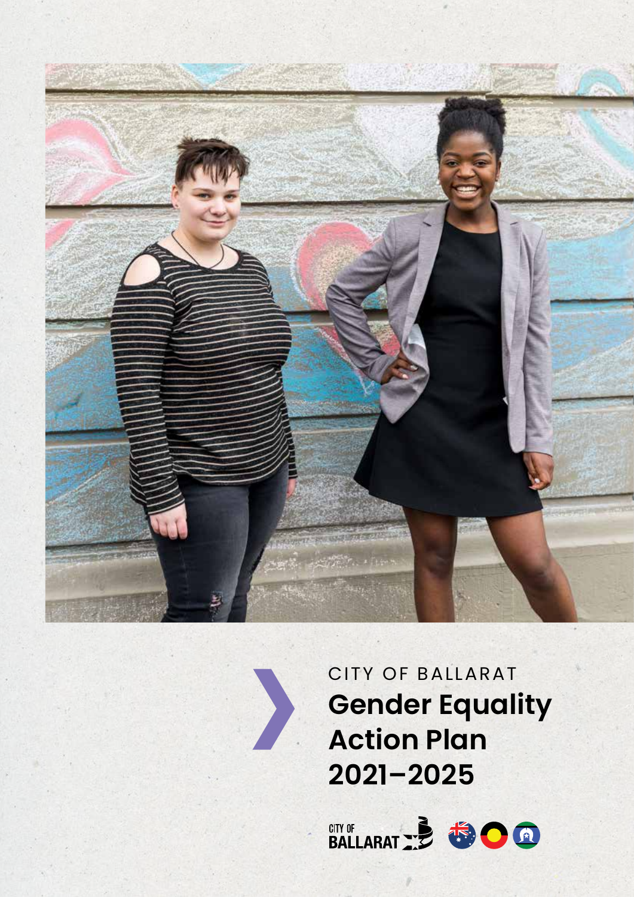CITY OF BALLARAT

# Gender Equality Action Plan 2021–2025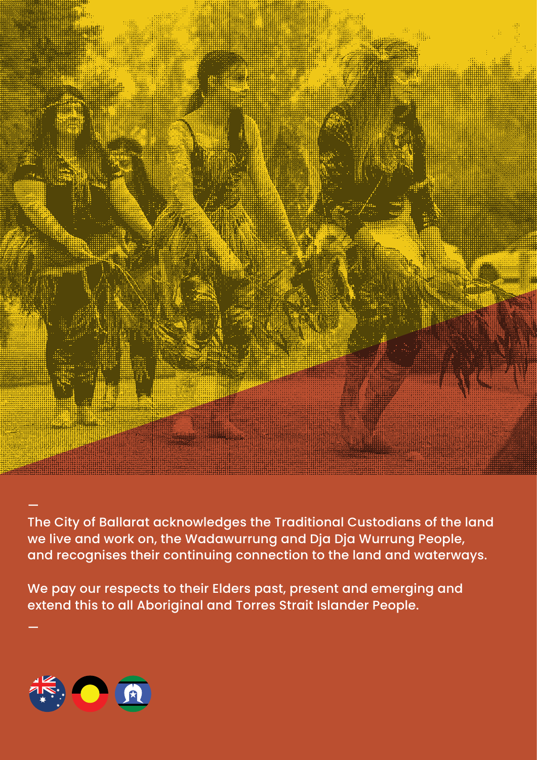—

The City of Ballarat acknowledges the Traditional Custodians of the land we live and work on, the Wadawurrung and Dja Dja Wurrung People, and recognises their continuing connection to the land and waterways.

We pay our respects to their Elders past, present and emerging and extend this to all Aboriginal and Torres Strait Islander People.

—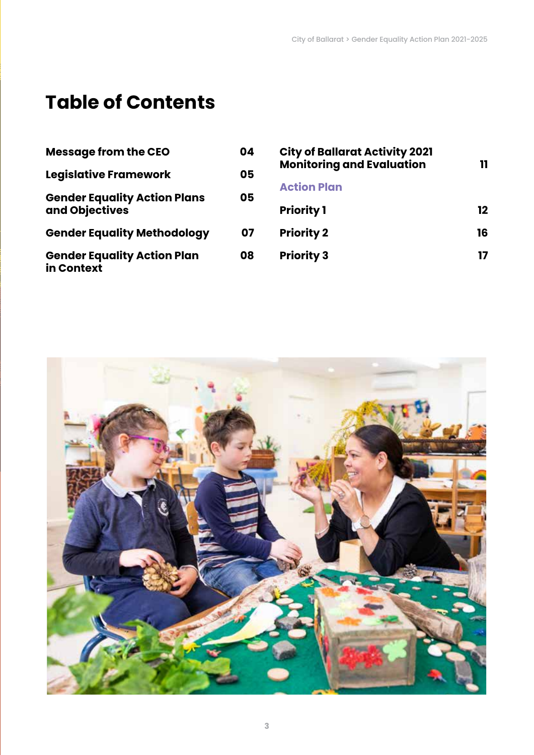# Table of Contents

| | |
|---|---|
| Message from the CEO | 04 |
| Legislative Framework | 05 |
| Gender Equality Action Plans and Objectives | 05 |
| Gender Equality Methodology | 07 |
| Gender Equality Action Plan in Context | 08 |
| City of Ballarat Activity 2021 Monitoring and Evaluation | 11 |
| **Action Plan** | |
| Priority 1 | 12 |
| Priority 2 | 16 |
| Priority 3 | 17 |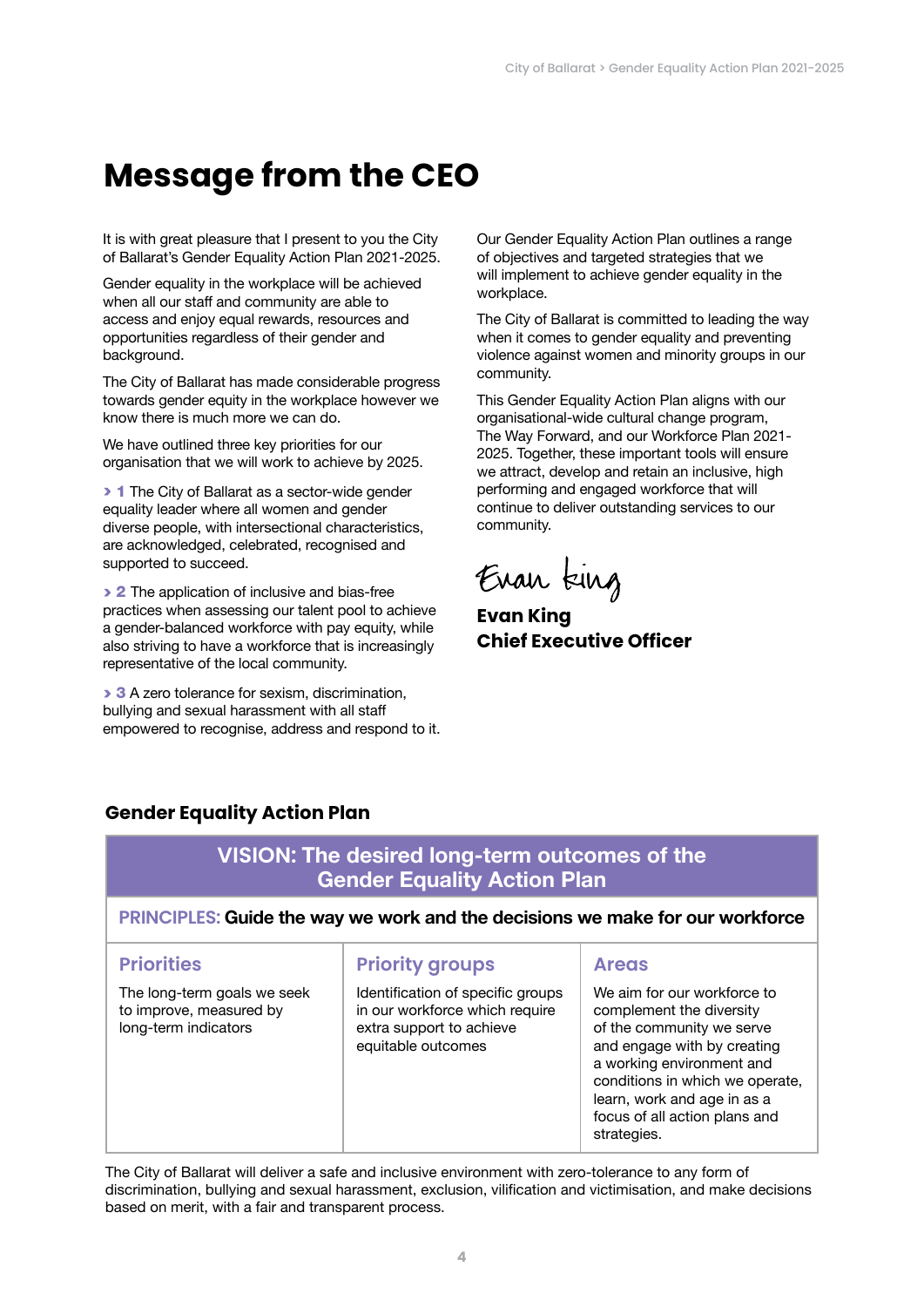# Message from the CEO

It is with great pleasure that I present to you the City of Ballarat's Gender Equality Action Plan 2021-2025.

Gender equality in the workplace will be achieved when all our staff and community are able to access and enjoy equal rewards, resources and opportunities regardless of their gender and background.

The City of Ballarat has made considerable progress towards gender equity in the workplace however we know there is much more we can do.

We have outlined three key priorities for our organisation that we will work to achieve by 2025.

› **1** The City of Ballarat as a sector-wide gender equality leader where all women and gender diverse people, with intersectional characteristics, are acknowledged, celebrated, recognised and supported to succeed.

› **2** The application of inclusive and bias-free practices when assessing our talent pool to achieve a gender-balanced workforce with pay equity, while also striving to have a workforce that is increasingly representative of the local community.

› **3** A zero tolerance for sexism, discrimination, bullying and sexual harassment with all staff empowered to recognise, address and respond to it.

Our Gender Equality Action Plan outlines a range of objectives and targeted strategies that we will implement to achieve gender equality in the workplace.

The City of Ballarat is committed to leading the way when it comes to gender equality and preventing violence against women and minority groups in our community.

This Gender Equality Action Plan aligns with our organisational-wide cultural change program, The Way Forward, and our Workforce Plan 2021-2025. Together, these important tools will ensure we attract, develop and retain an inclusive, high performing and engaged workforce that will continue to deliver outstanding services to our community.

Evan King

**Evan King**
**Chief Executive Officer**

### Gender Equality Action Plan

| VISION: The desired long-term outcomes of the Gender Equality Action Plan | | |
|---|---|---|
| **PRINCIPLES:** Guide the way we work and the decisions we make for our workforce | | |
| **Priorities** | **Priority groups** | **Areas** |
| The long-term goals we seek to improve, measured by long-term indicators | Identification of specific groups in our workforce which require extra support to achieve equitable outcomes | We aim for our workforce to complement the diversity of the community we serve and engage with by creating a working environment and conditions in which we operate, learn, work and age in as a focus of all action plans and strategies. |

The City of Ballarat will deliver a safe and inclusive environment with zero-tolerance to any form of discrimination, bullying and sexual harassment, exclusion, vilification and victimisation, and make decisions based on merit, with a fair and transparent process.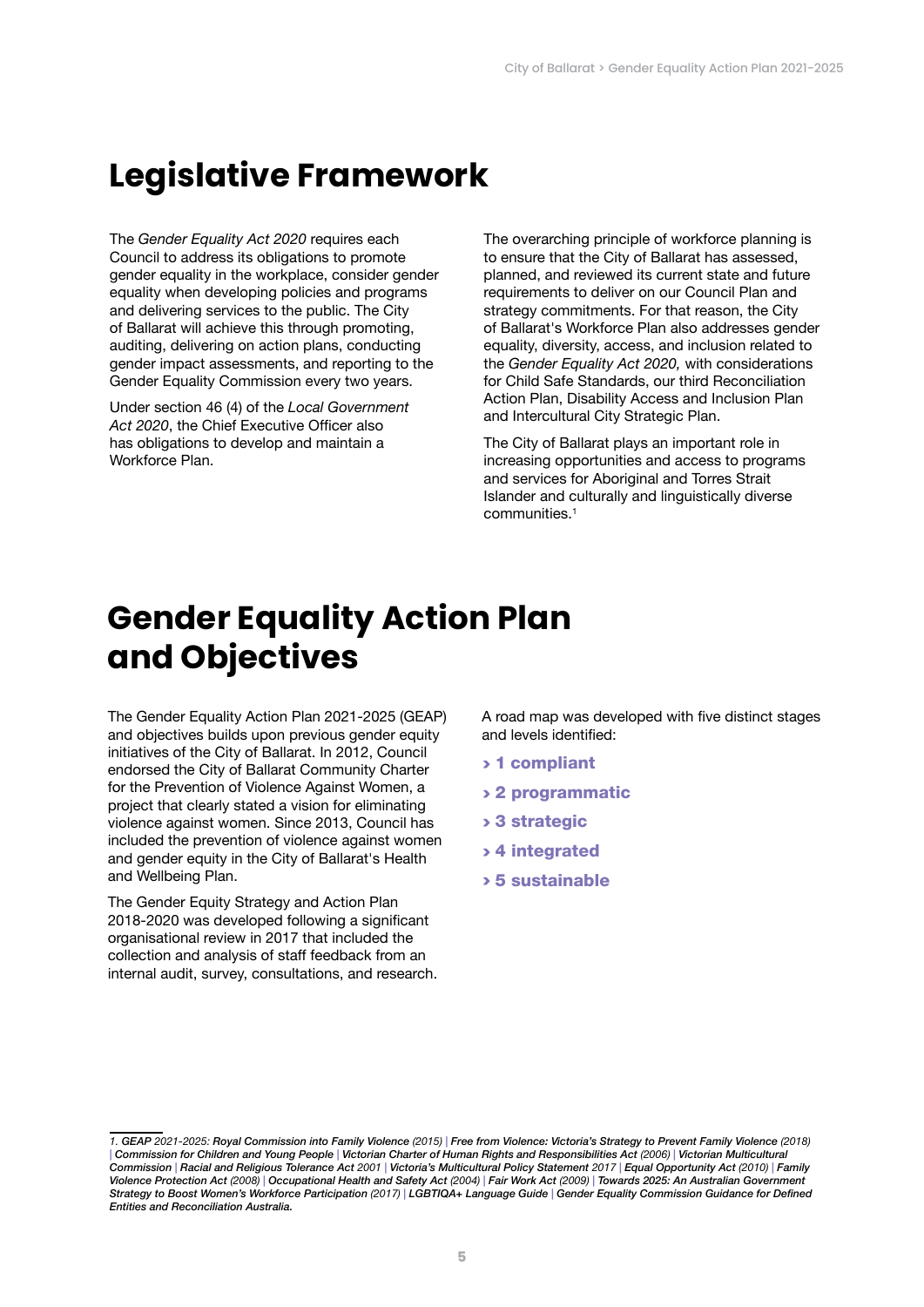# Legislative Framework

The *Gender Equality Act 2020* requires each Council to address its obligations to promote gender equality in the workplace, consider gender equality when developing policies and programs and delivering services to the public. The City of Ballarat will achieve this through promoting, auditing, delivering on action plans, conducting gender impact assessments, and reporting to the Gender Equality Commission every two years.

Under section 46 (4) of the *Local Government Act 2020*, the Chief Executive Officer also has obligations to develop and maintain a Workforce Plan.

The overarching principle of workforce planning is to ensure that the City of Ballarat has assessed, planned, and reviewed its current state and future requirements to deliver on our Council Plan and strategy commitments. For that reason, the City of Ballarat's Workforce Plan also addresses gender equality, diversity, access, and inclusion related to the *Gender Equality Act 2020,* with considerations for Child Safe Standards, our third Reconciliation Action Plan, Disability Access and Inclusion Plan and Intercultural City Strategic Plan.

The City of Ballarat plays an important role in increasing opportunities and access to programs and services for Aboriginal and Torres Strait Islander and culturally and linguistically diverse communities.[1]

# Gender Equality Action Plan and Objectives

The Gender Equality Action Plan 2021-2025 (GEAP) and objectives builds upon previous gender equity initiatives of the City of Ballarat. In 2012, Council endorsed the City of Ballarat Community Charter for the Prevention of Violence Against Women, a project that clearly stated a vision for eliminating violence against women. Since 2013, Council has included the prevention of violence against women and gender equity in the City of Ballarat's Health and Wellbeing Plan.

The Gender Equity Strategy and Action Plan 2018-2020 was developed following a significant organisational review in 2017 that included the collection and analysis of staff feedback from an internal audit, survey, consultations, and research.

A road map was developed with five distinct stages and levels identified:

- **1 compliant**
- **2 programmatic**
- **3 strategic**
- **4 integrated**
- **5 sustainable**

---

*1. GEAP 2021-2025: **Royal Commission into Family Violence** (2015) | **Free from Violence: Victoria's Strategy to Prevent Family Violence** (2018) | **Commission for Children and Young People** | **Victorian Charter of Human Rights and Responsibilities Act** (2006) | **Victorian Multicultural Commission** | **Racial and Religious Tolerance Act** 2001 | **Victoria's Multicultural Policy Statement** 2017 | **Equal Opportunity Act** (2010) | **Family Violence Protection Act** (2008) | **Occupational Health and Safety Act** (2004) | **Fair Work Act** (2009) | **Towards 2025: An Australian Government Strategy to Boost Women's Workforce Participation** (2017) | **LGBTIQA+ Language Guide** | **Gender Equality Commission Guidance for Defined Entities and Reconciliation Australia.***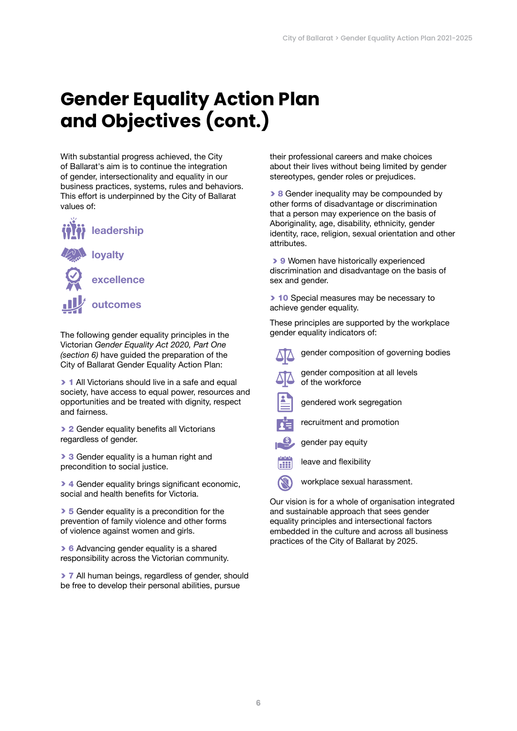# Gender Equality Action Plan and Objectives (cont.)

With substantial progress achieved, the City of Ballarat's aim is to continue the integration of gender, intersectionality and equality in our business practices, systems, rules and behaviors. This effort is underpinned by the City of Ballarat values of:

- leadership
- loyalty
- excellence
- outcomes

The following gender equality principles in the Victorian *Gender Equality Act 2020, Part One (section 6)* have guided the preparation of the City of Ballarat Gender Equality Action Plan:

> **1** All Victorians should live in a safe and equal society, have access to equal power, resources and opportunities and be treated with dignity, respect and fairness.

> **2** Gender equality benefits all Victorians regardless of gender.

> **3** Gender equality is a human right and precondition to social justice.

> **4** Gender equality brings significant economic, social and health benefits for Victoria.

> **5** Gender equality is a precondition for the prevention of family violence and other forms of violence against women and girls.

> **6** Advancing gender equality is a shared responsibility across the Victorian community.

> **7** All human beings, regardless of gender, should be free to develop their personal abilities, pursue their professional careers and make choices about their lives without being limited by gender stereotypes, gender roles or prejudices.

> **8** Gender inequality may be compounded by other forms of disadvantage or discrimination that a person may experience on the basis of Aboriginality, age, disability, ethnicity, gender identity, race, religion, sexual orientation and other attributes.

> **9** Women have historically experienced discrimination and disadvantage on the basis of sex and gender.

> **10** Special measures may be necessary to achieve gender equality.

These principles are supported by the workplace gender equality indicators of:

- gender composition of governing bodies
- gender composition at all levels of the workforce
- gendered work segregation
- recruitment and promotion
- gender pay equity
- leave and flexibility
- workplace sexual harassment.

Our vision is for a whole of organisation integrated and sustainable approach that sees gender equality principles and intersectional factors embedded in the culture and across all business practices of the City of Ballarat by 2025.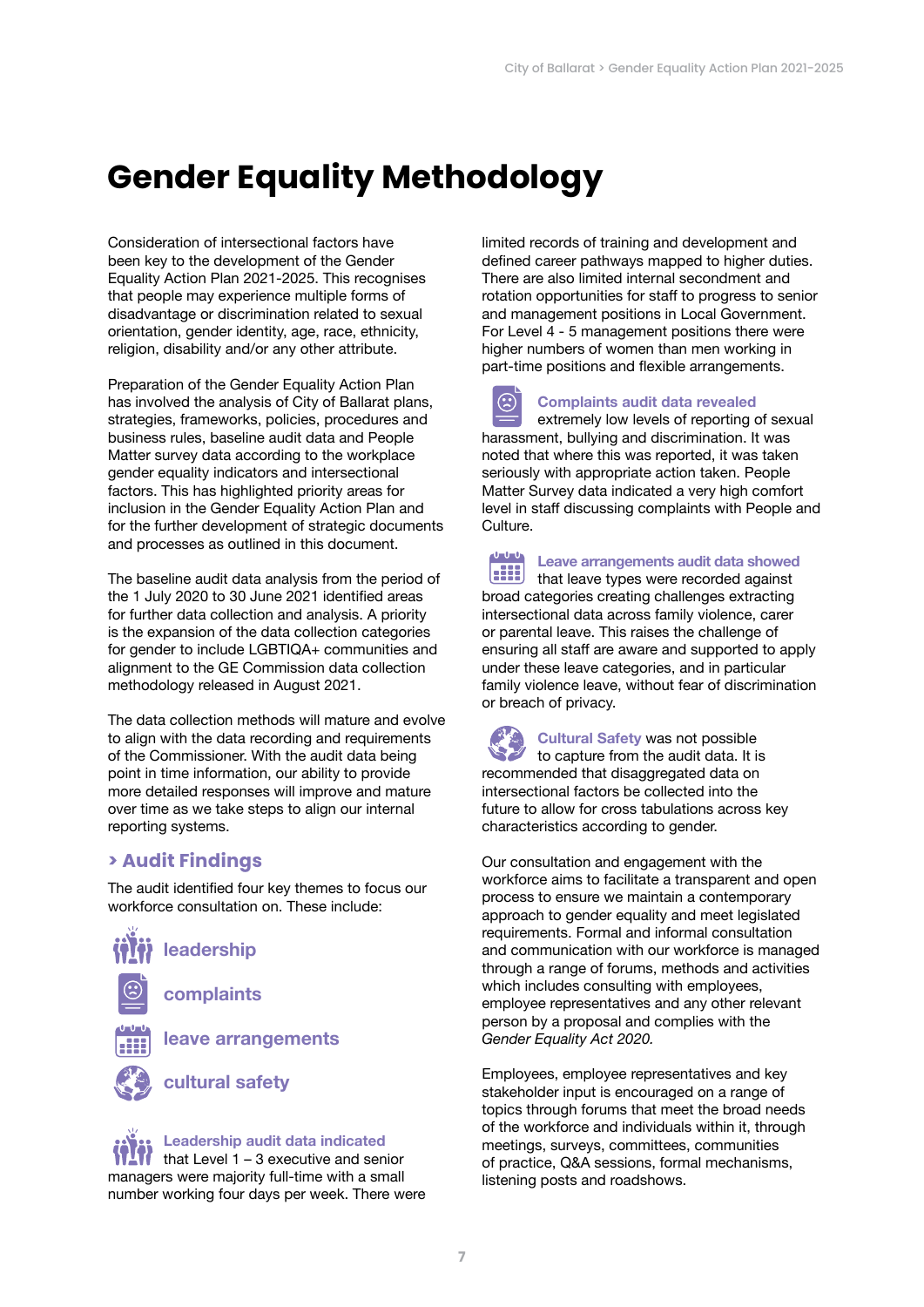# Gender Equality Methodology

Consideration of intersectional factors have been key to the development of the Gender Equality Action Plan 2021-2025. This recognises that people may experience multiple forms of disadvantage or discrimination related to sexual orientation, gender identity, age, race, ethnicity, religion, disability and/or any other attribute.

Preparation of the Gender Equality Action Plan has involved the analysis of City of Ballarat plans, strategies, frameworks, policies, procedures and business rules, baseline audit data and People Matter survey data according to the workplace gender equality indicators and intersectional factors. This has highlighted priority areas for inclusion in the Gender Equality Action Plan and for the further development of strategic documents and processes as outlined in this document.

The baseline audit data analysis from the period of the 1 July 2020 to 30 June 2021 identified areas for further data collection and analysis. A priority is the expansion of the data collection categories for gender to include LGBTIQA+ communities and alignment to the GE Commission data collection methodology released in August 2021.

The data collection methods will mature and evolve to align with the data recording and requirements of the Commissioner. With the audit data being point in time information, our ability to provide more detailed responses will improve and mature over time as we take steps to align our internal reporting systems.

## › Audit Findings

The audit identified four key themes to focus our workforce consultation on. These include:

- **leadership**
- **complaints**
- **leave arrangements**
- **cultural safety**

**Leadership audit data indicated** that Level 1 – 3 executive and senior managers were majority full-time with a small number working four days per week. There were limited records of training and development and defined career pathways mapped to higher duties. There are also limited internal secondment and rotation opportunities for staff to progress to senior and management positions in Local Government. For Level 4 - 5 management positions there were higher numbers of women than men working in part-time positions and flexible arrangements.

**Complaints audit data revealed** extremely low levels of reporting of sexual harassment, bullying and discrimination. It was noted that where this was reported, it was taken seriously with appropriate action taken. People Matter Survey data indicated a very high comfort level in staff discussing complaints with People and Culture.

**Leave arrangements audit data showed** that leave types were recorded against broad categories creating challenges extracting intersectional data across family violence, carer or parental leave. This raises the challenge of ensuring all staff are aware and supported to apply under these leave categories, and in particular family violence leave, without fear of discrimination or breach of privacy.

**Cultural Safety** was not possible to capture from the audit data. It is recommended that disaggregated data on intersectional factors be collected into the future to allow for cross tabulations across key characteristics according to gender.

Our consultation and engagement with the workforce aims to facilitate a transparent and open process to ensure we maintain a contemporary approach to gender equality and meet legislated requirements. Formal and informal consultation and communication with our workforce is managed through a range of forums, methods and activities which includes consulting with employees, employee representatives and any other relevant person by a proposal and complies with the *Gender Equality Act 2020.*

Employees, employee representatives and key stakeholder input is encouraged on a range of topics through forums that meet the broad needs of the workforce and individuals within it, through meetings, surveys, committees, communities of practice, Q&A sessions, formal mechanisms, listening posts and roadshows.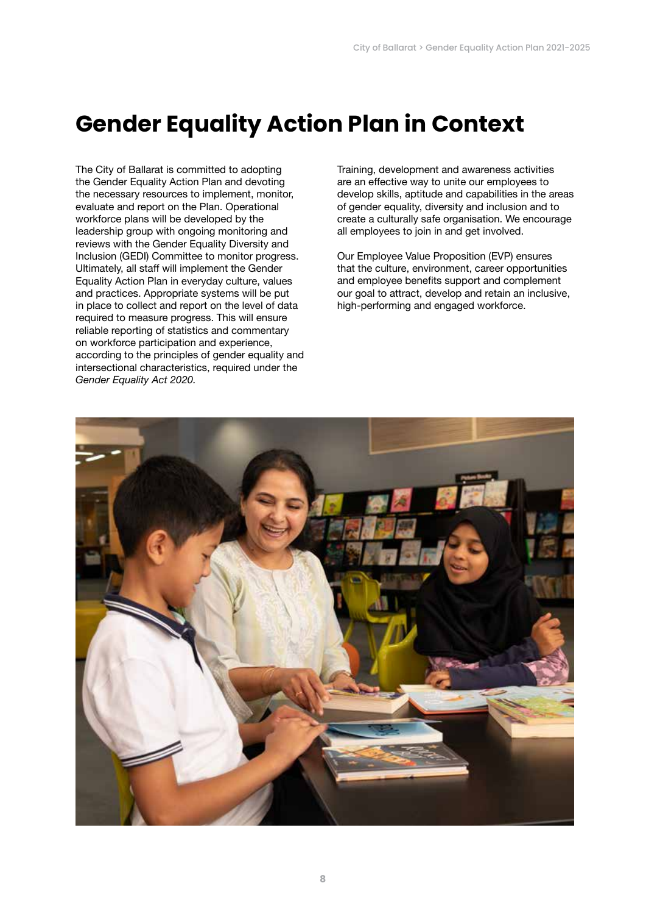# Gender Equality Action Plan in Context

The City of Ballarat is committed to adopting the Gender Equality Action Plan and devoting the necessary resources to implement, monitor, evaluate and report on the Plan. Operational workforce plans will be developed by the leadership group with ongoing monitoring and reviews with the Gender Equality Diversity and Inclusion (GEDI) Committee to monitor progress. Ultimately, all staff will implement the Gender Equality Action Plan in everyday culture, values and practices. Appropriate systems will be put in place to collect and report on the level of data required to measure progress. This will ensure reliable reporting of statistics and commentary on workforce participation and experience, according to the principles of gender equality and intersectional characteristics, required under the *Gender Equality Act 2020.*

Training, development and awareness activities are an effective way to unite our employees to develop skills, aptitude and capabilities in the areas of gender equality, diversity and inclusion and to create a culturally safe organisation. We encourage all employees to join in and get involved.

Our Employee Value Proposition (EVP) ensures that the culture, environment, career opportunities and employee benefits support and complement our goal to attract, develop and retain an inclusive, high-performing and engaged workforce.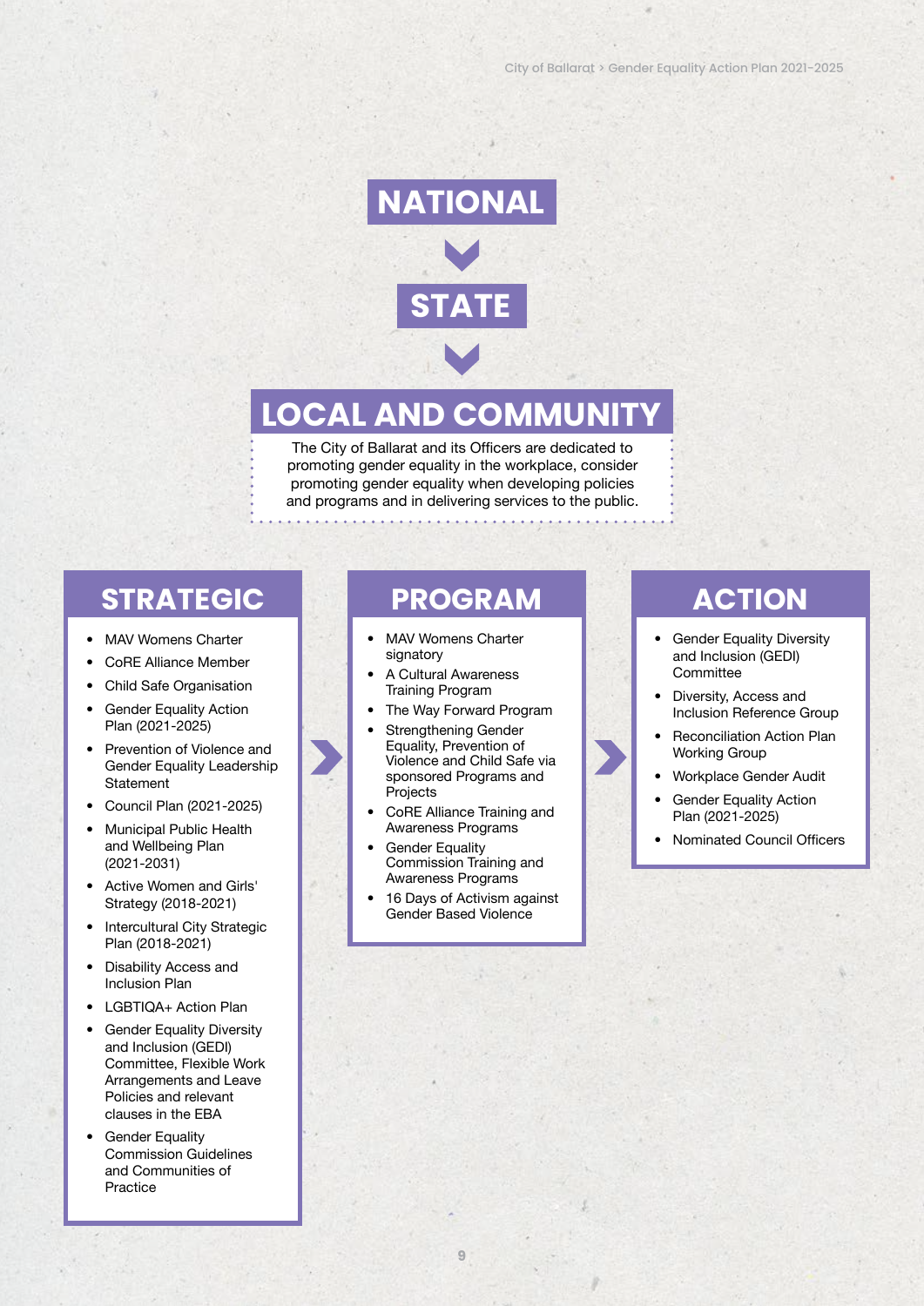# NATIONAL

# STATE

# LOCAL AND COMMUNITY

The City of Ballarat and its Officers are dedicated to promoting gender equality in the workplace, consider promoting gender equality when developing policies and programs and in delivering services to the public.

## STRATEGIC

- MAV Womens Charter
- CoRE Alliance Member
- Child Safe Organisation
- Gender Equality Action Plan (2021-2025)
- Prevention of Violence and Gender Equality Leadership Statement
- Council Plan (2021-2025)
- Municipal Public Health and Wellbeing Plan (2021-2031)
- Active Women and Girls' Strategy (2018-2021)
- Intercultural City Strategic Plan (2018-2021)
- Disability Access and Inclusion Plan
- LGBTIQA+ Action Plan
- Gender Equality Diversity and Inclusion (GEDI) Committee, Flexible Work Arrangements and Leave Policies and relevant clauses in the EBA
- Gender Equality Commission Guidelines and Communities of Practice

## PROGRAM

- MAV Womens Charter signatory
- A Cultural Awareness Training Program
- The Way Forward Program
- Strengthening Gender Equality, Prevention of Violence and Child Safe via sponsored Programs and Projects
- CoRE Alliance Training and Awareness Programs
- Gender Equality Commission Training and Awareness Programs
- 16 Days of Activism against Gender Based Violence

## ACTION

- Gender Equality Diversity and Inclusion (GEDI) Committee
- Diversity, Access and Inclusion Reference Group
- Reconciliation Action Plan Working Group
- Workplace Gender Audit
- Gender Equality Action Plan (2021-2025)
- Nominated Council Officers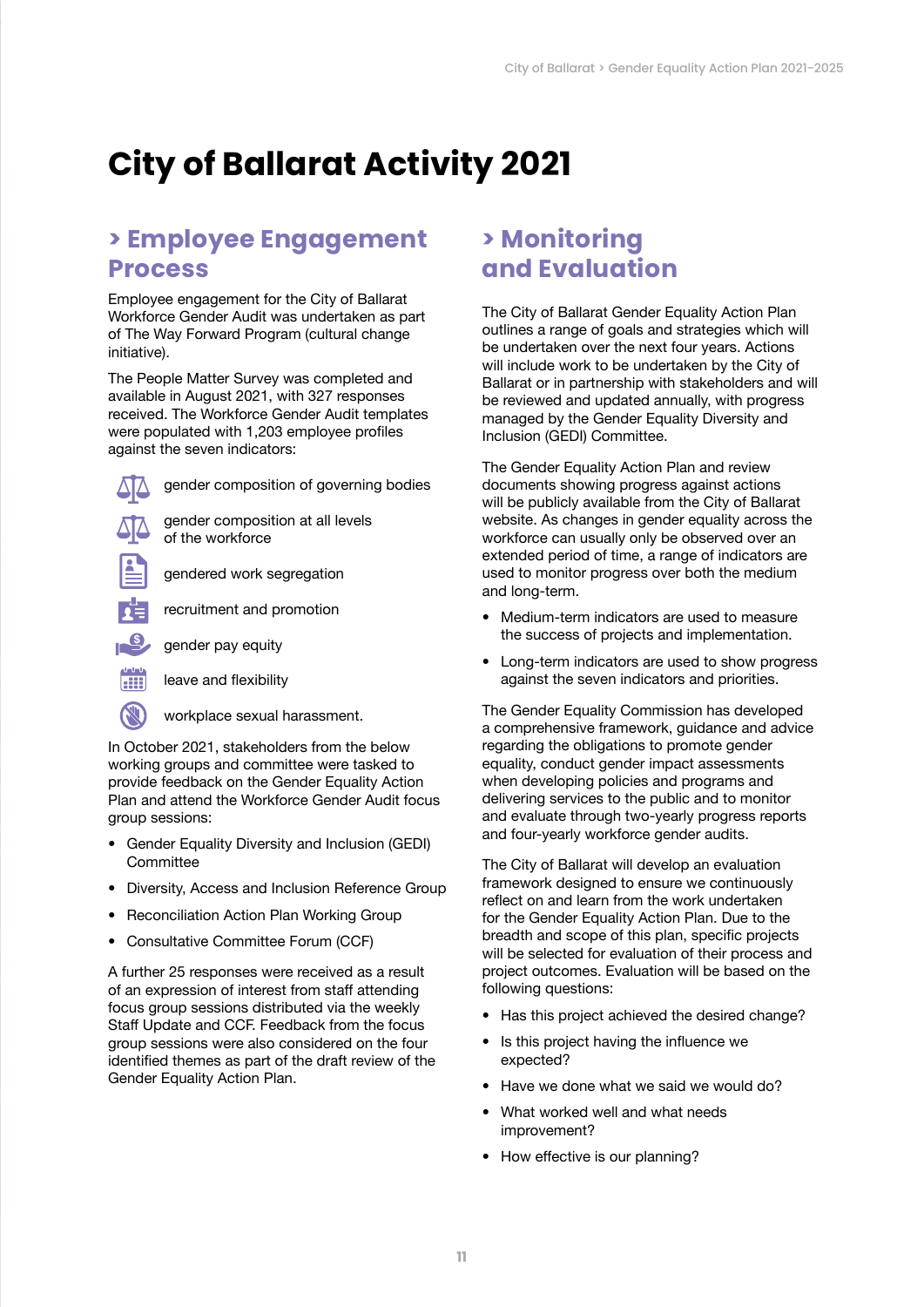# City of Ballarat Activity 2021

## › Employee Engagement Process

Employee engagement for the City of Ballarat Workforce Gender Audit was undertaken as part of The Way Forward Program (cultural change initiative).

The People Matter Survey was completed and available in August 2021, with 327 responses received. The Workforce Gender Audit templates were populated with 1,203 employee profiles against the seven indicators:

- gender composition of governing bodies
- gender composition at all levels of the workforce
- gendered work segregation
- recruitment and promotion
- gender pay equity
- leave and flexibility
- workplace sexual harassment.

In October 2021, stakeholders from the below working groups and committee were tasked to provide feedback on the Gender Equality Action Plan and attend the Workforce Gender Audit focus group sessions:

- Gender Equality Diversity and Inclusion (GEDI) Committee
- Diversity, Access and Inclusion Reference Group
- Reconciliation Action Plan Working Group
- Consultative Committee Forum (CCF)

A further 25 responses were received as a result of an expression of interest from staff attending focus group sessions distributed via the weekly Staff Update and CCF. Feedback from the focus group sessions were also considered on the four identified themes as part of the draft review of the Gender Equality Action Plan.

## › Monitoring and Evaluation

The City of Ballarat Gender Equality Action Plan outlines a range of goals and strategies which will be undertaken over the next four years. Actions will include work to be undertaken by the City of Ballarat or in partnership with stakeholders and will be reviewed and updated annually, with progress managed by the Gender Equality Diversity and Inclusion (GEDI) Committee.

The Gender Equality Action Plan and review documents showing progress against actions will be publicly available from the City of Ballarat website. As changes in gender equality across the workforce can usually only be observed over an extended period of time, a range of indicators are used to monitor progress over both the medium and long-term.

- Medium-term indicators are used to measure the success of projects and implementation.
- Long-term indicators are used to show progress against the seven indicators and priorities.

The Gender Equality Commission has developed a comprehensive framework, guidance and advice regarding the obligations to promote gender equality, conduct gender impact assessments when developing policies and programs and delivering services to the public and to monitor and evaluate through two-yearly progress reports and four-yearly workforce gender audits.

The City of Ballarat will develop an evaluation framework designed to ensure we continuously reflect on and learn from the work undertaken for the Gender Equality Action Plan. Due to the breadth and scope of this plan, specific projects will be selected for evaluation of their process and project outcomes. Evaluation will be based on the following questions:

- Has this project achieved the desired change?
- Is this project having the influence we expected?
- Have we done what we said we would do?
- What worked well and what needs improvement?
- How effective is our planning?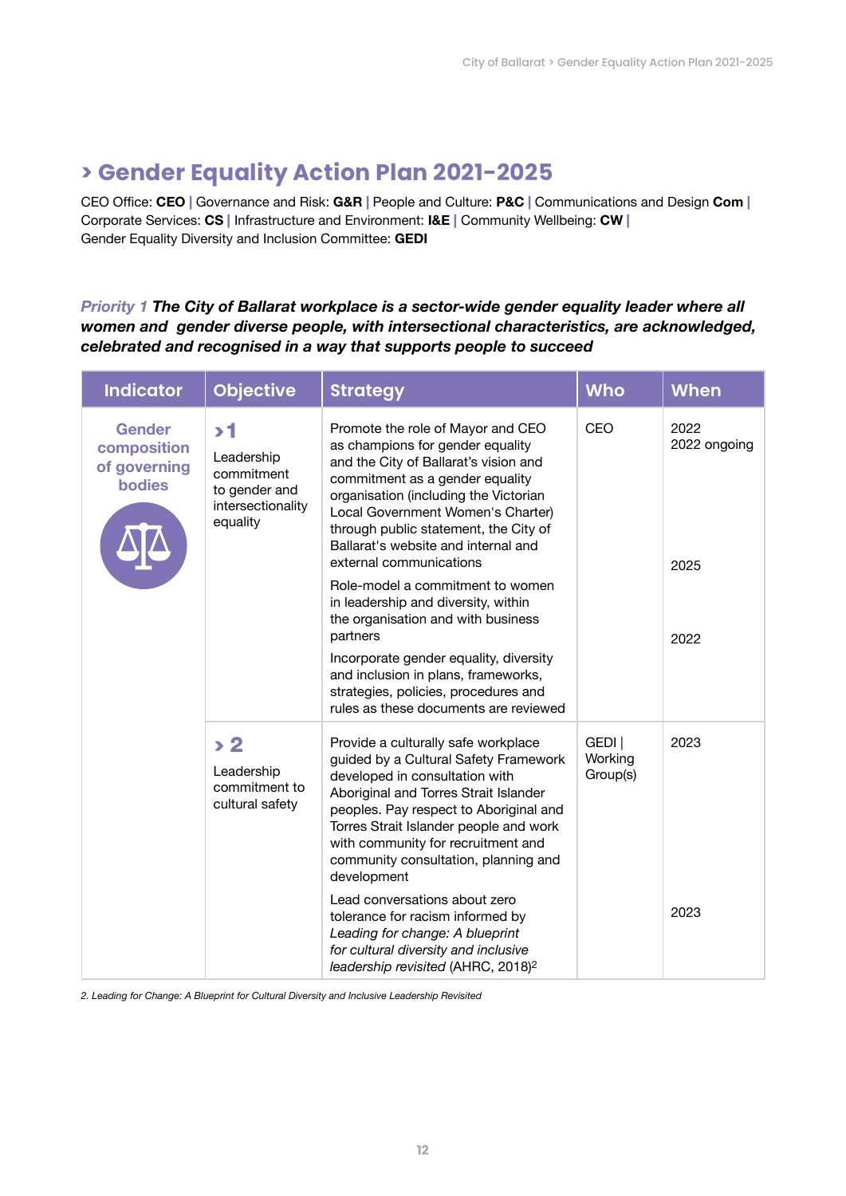# › Gender Equality Action Plan 2021-2025

CEO Office: **CEO** | Governance and Risk: **G&R** | People and Culture: **P&C** | Communications and Design **Com** | Corporate Services: **CS** | Infrastructure and Environment: **I&E** | Community Wellbeing: **CW** | Gender Equality Diversity and Inclusion Committee: **GEDI**

***Priority 1* The City of Ballarat workplace is a sector-wide gender equality leader where all women and gender diverse people, with intersectional characteristics, are acknowledged, celebrated and recognised in a way that supports people to succeed**

| Indicator | Objective | Strategy | Who | When |
|---|---|---|---|---|
| **Gender composition of governing bodies** | **› 1** Leadership commitment to gender and intersectionality equality | Promote the role of Mayor and CEO as champions for gender equality and the City of Ballarat's vision and commitment as a gender equality organisation (including the Victorian Local Government Women's Charter) through public statement, the City of Ballarat's website and internal and external communications | CEO | 2022<br>2022 ongoing |
| | | Role-model a commitment to women in leadership and diversity, within the organisation and with business partners | | 2025 |
| | | Incorporate gender equality, diversity and inclusion in plans, frameworks, strategies, policies, procedures and rules as these documents are reviewed | | 2022 |
| | **› 2** Leadership commitment to cultural safety | Provide a culturally safe workplace guided by a Cultural Safety Framework developed in consultation with Aboriginal and Torres Strait Islander peoples. Pay respect to Aboriginal and Torres Strait Islander people and work with community for recruitment and community consultation, planning and development | GEDI \| Working Group(s) | 2023 |
| | | Lead conversations about zero tolerance for racism informed by *Leading for change: A blueprint for cultural diversity and inclusive leadership revisited* (AHRC, 2018)[2] | | 2023 |

2. Leading for Change: A Blueprint for Cultural Diversity and Inclusive Leadership Revisited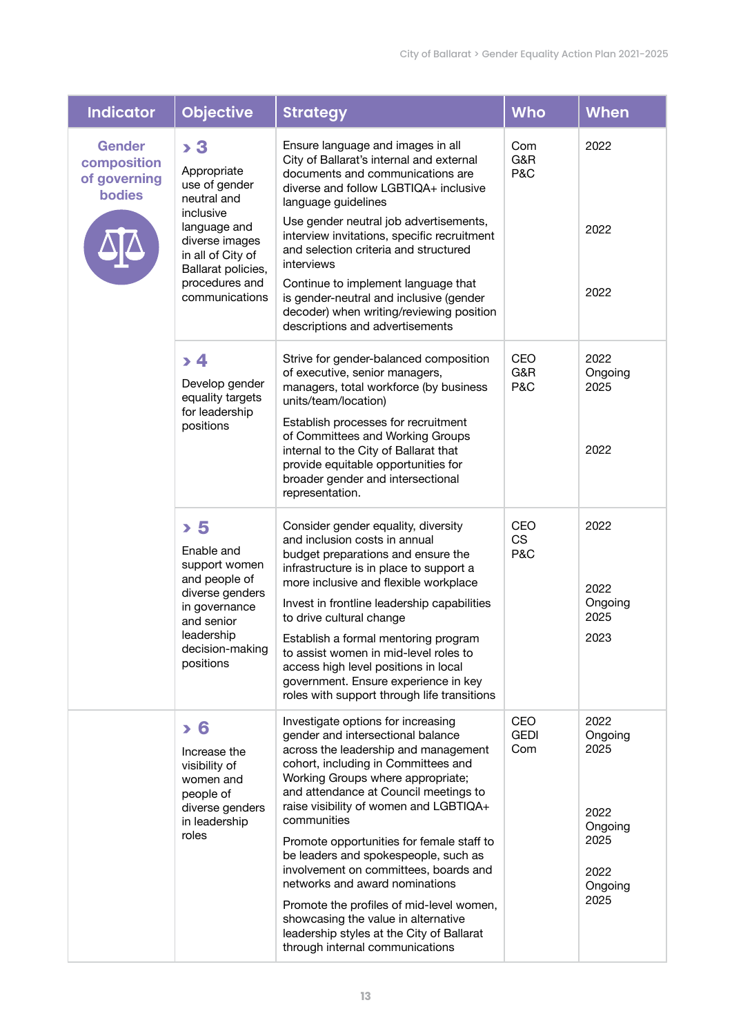| Indicator | Objective | Strategy | Who | When |
|---|---|---|---|---|
| **Gender composition of governing bodies** | **› 3** Appropriate use of gender neutral and inclusive language and diverse images in all of City of Ballarat policies, procedures and communications | Ensure language and images in all City of Ballarat's internal and external documents and communications are diverse and follow LGBTIQA+ inclusive language guidelines | Com G&R P&C | 2022 |
| | | Use gender neutral job advertisements, interview invitations, specific recruitment and selection criteria and structured interviews | | 2022 |
| | | Continue to implement language that is gender-neutral and inclusive (gender decoder) when writing/reviewing position descriptions and advertisements | | 2022 |
| | **› 4** Develop gender equality targets for leadership positions | Strive for gender-balanced composition of executive, senior managers, managers, total workforce (by business units/team/location) | CEO G&R P&C | 2022 Ongoing 2025 |
| | | Establish processes for recruitment of Committees and Working Groups internal to the City of Ballarat that provide equitable opportunities for broader gender and intersectional representation. | | 2022 |
| | **› 5** Enable and support women and people of diverse genders in governance and senior leadership decision-making positions | Consider gender equality, diversity and inclusion costs in annual budget preparations and ensure the infrastructure is in place to support a more inclusive and flexible workplace | CEO CS P&C | 2022 |
| | | Invest in frontline leadership capabilities to drive cultural change | | 2022 Ongoing 2025 |
| | | Establish a formal mentoring program to assist women in mid-level roles to access high level positions in local government. Ensure experience in key roles with support through life transitions | | 2023 |
| | **› 6** Increase the visibility of women and people of diverse genders in leadership roles | Investigate options for increasing gender and intersectional balance across the leadership and management cohort, including in Committees and Working Groups where appropriate; and attendance at Council meetings to raise visibility of women and LGBTIQA+ communities | CEO GEDI Com | 2022 Ongoing 2025 |
| | | Promote opportunities for female staff to be leaders and spokespeople, such as involvement on committees, boards and networks and award nominations | | 2022 Ongoing 2025 |
| | | Promote the profiles of mid-level women, showcasing the value in alternative leadership styles at the City of Ballarat through internal communications | | 2022 Ongoing 2025 |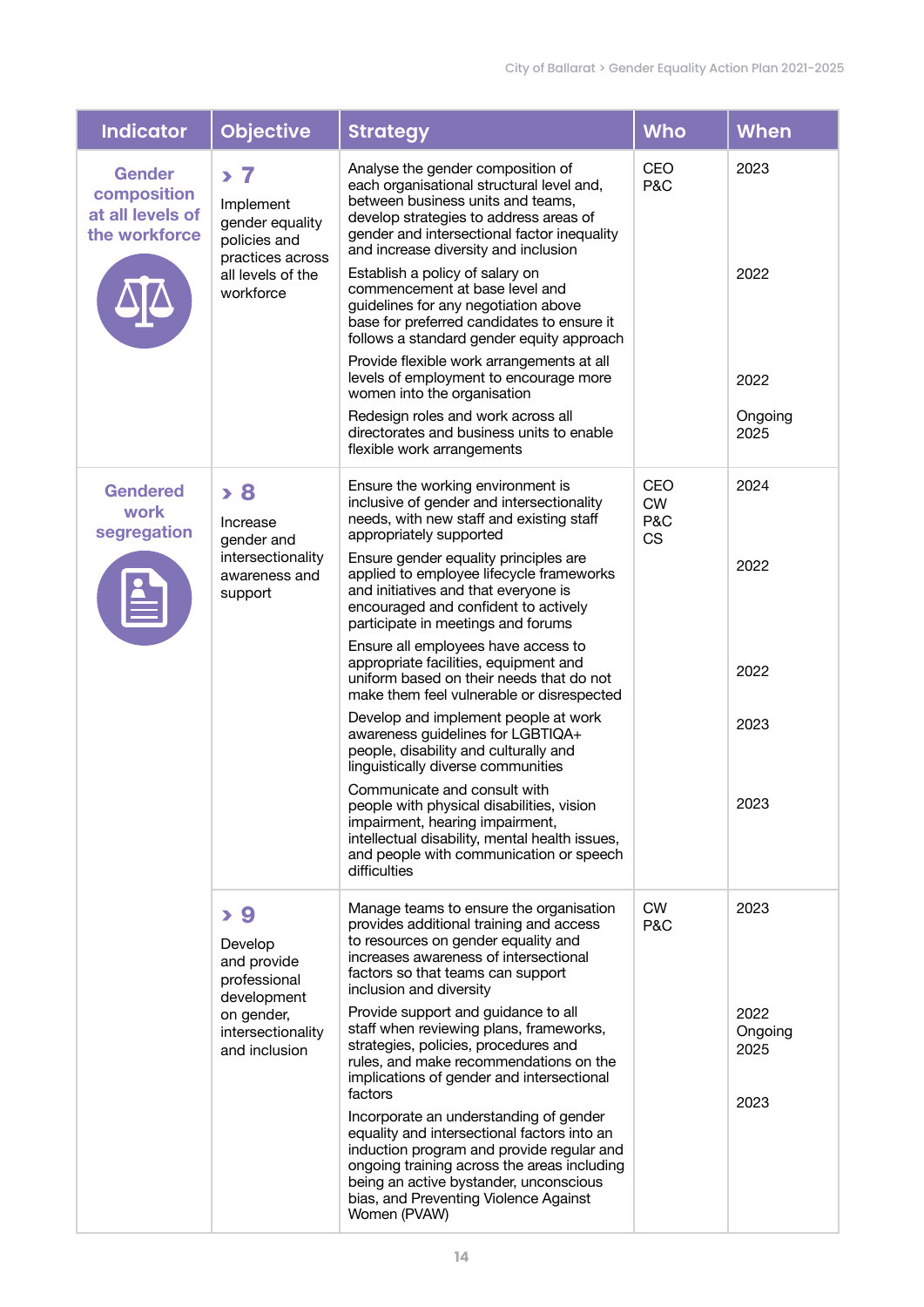| Indicator | Objective | Strategy | Who | When |
|---|---|---|---|---|
| Gender composition at all levels of the workforce | › 7 Implement gender equality policies and practices across all levels of the workforce | Analyse the gender composition of each organisational structural level and, between business units and teams, develop strategies to address areas of gender and intersectional factor inequality and increase diversity and inclusion | CEO P&C | 2023 |
| | | Establish a policy of salary on commencement at base level and guidelines for any negotiation above base for preferred candidates to ensure it follows a standard gender equity approach | | 2022 |
| | | Provide flexible work arrangements at all levels of employment to encourage more women into the organisation | | 2022 |
| | | Redesign roles and work across all directorates and business units to enable flexible work arrangements | | Ongoing 2025 |
| Gendered work segregation | › 8 Increase gender and intersectionality awareness and support | Ensure the working environment is inclusive of gender and intersectionality needs, with new staff and existing staff appropriately supported | CEO CW P&C CS | 2024 |
| | | Ensure gender equality principles are applied to employee lifecycle frameworks and initiatives and that everyone is encouraged and confident to actively participate in meetings and forums | | 2022 |
| | | Ensure all employees have access to appropriate facilities, equipment and uniform based on their needs that do not make them feel vulnerable or disrespected | | 2022 |
| | | Develop and implement people at work awareness guidelines for LGBTIQA+ people, disability and culturally and linguistically diverse communities | | 2023 |
| | | Communicate and consult with people with physical disabilities, vision impairment, hearing impairment, intellectual disability, mental health issues, and people with communication or speech difficulties | | 2023 |
| | › 9 Develop and provide professional development on gender, intersectionality and inclusion | Manage teams to ensure the organisation provides additional training and access to resources on gender equality and increases awareness of intersectional factors so that teams can support inclusion and diversity | CW P&C | 2023 |
| | | Provide support and guidance to all staff when reviewing plans, frameworks, strategies, policies, procedures and rules, and make recommendations on the implications of gender and intersectional factors | | 2022 Ongoing 2025 |
| | | Incorporate an understanding of gender equality and intersectional factors into an induction program and provide regular and ongoing training across the areas including being an active bystander, unconscious bias, and Preventing Violence Against Women (PVAW) | | 2023 |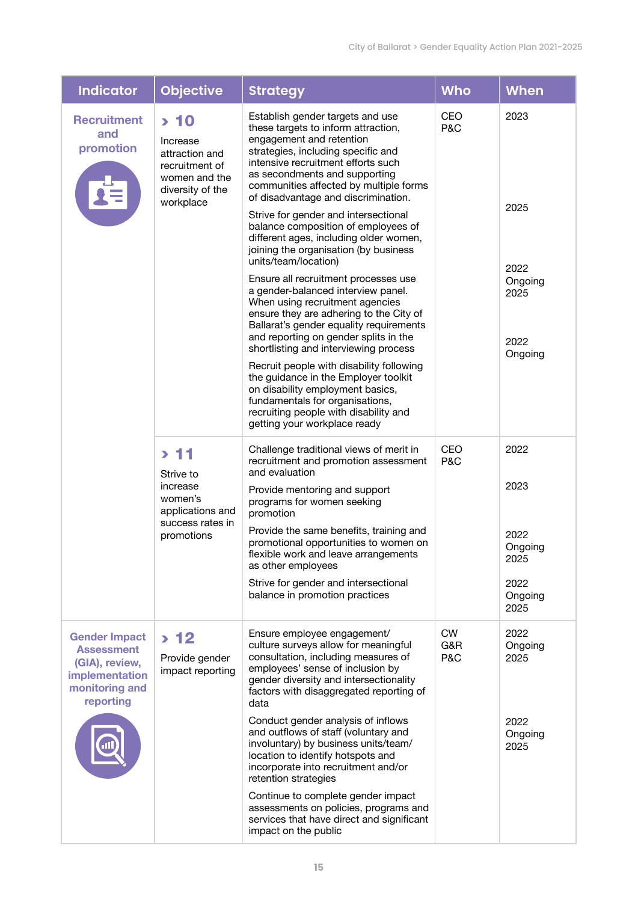| Indicator | Objective | Strategy | Who | When |
|---|---|---|---|---|
| Recruitment and promotion | › 10 Increase attraction and recruitment of women and the diversity of the workplace | Establish gender targets and use these targets to inform attraction, engagement and retention strategies, including specific and intensive recruitment efforts such as secondments and supporting communities affected by multiple forms of disadvantage and discrimination. | CEO P&C | 2023 |
| | | Strive for gender and intersectional balance composition of employees of different ages, including older women, joining the organisation (by business units/team/location) | | 2025 |
| | | Ensure all recruitment processes use a gender-balanced interview panel. When using recruitment agencies ensure they are adhering to the City of Ballarat's gender equality requirements and reporting on gender splits in the shortlisting and interviewing process | | 2022 Ongoing 2025 |
| | | Recruit people with disability following the guidance in the Employer toolkit on disability employment basics, fundamentals for organisations, recruiting people with disability and getting your workplace ready | | 2022 Ongoing |
| | › 11 Strive to increase women's applications and success rates in promotions | Challenge traditional views of merit in recruitment and promotion assessment and evaluation | CEO P&C | 2022 |
| | | Provide mentoring and support programs for women seeking promotion | | 2023 |
| | | Provide the same benefits, training and promotional opportunities to women on flexible work and leave arrangements as other employees | | 2022 Ongoing 2025 |
| | | Strive for gender and intersectional balance in promotion practices | | 2022 Ongoing 2025 |
| Gender Impact Assessment (GIA), review, implementation monitoring and reporting | › 12 Provide gender impact reporting | Ensure employee engagement/ culture surveys allow for meaningful consultation, including measures of employees' sense of inclusion by gender diversity and intersectionality factors with disaggregated reporting of data | CW G&R P&C | 2022 Ongoing 2025 |
| | | Conduct gender analysis of inflows and outflows of staff (voluntary and involuntary) by business units/team/ location to identify hotspots and incorporate into recruitment and/or retention strategies | | 2022 Ongoing 2025 |
| | | Continue to complete gender impact assessments on policies, programs and services that have direct and significant impact on the public | | |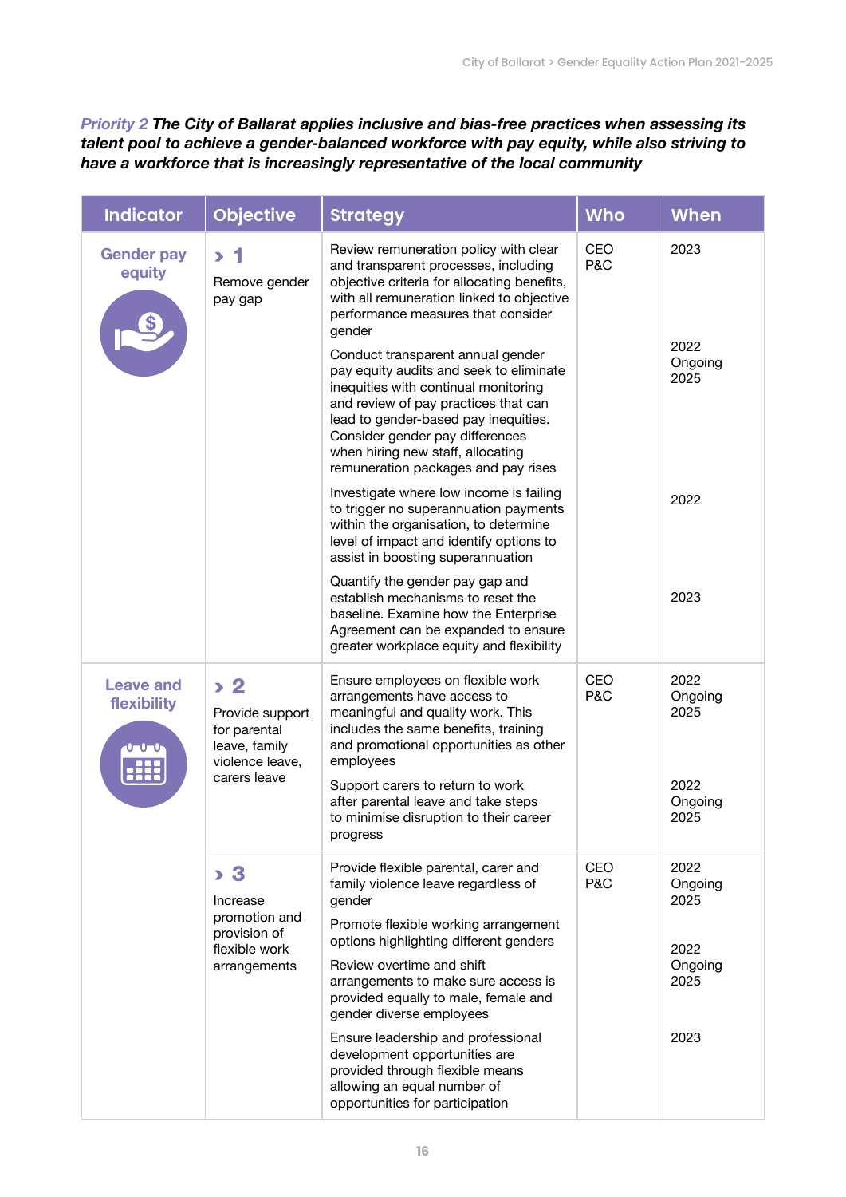*Priority 2* ***The City of Ballarat applies inclusive and bias-free practices when assessing its talent pool to achieve a gender-balanced workforce with pay equity, while also striving to have a workforce that is increasingly representative of the local community***

| Indicator | Objective | Strategy | Who | When |
|---|---|---|---|---|
| **Gender pay equity** | › 1 Remove gender pay gap | Review remuneration policy with clear and transparent processes, including objective criteria for allocating benefits, with all remuneration linked to objective performance measures that consider gender | CEO P&C | 2023 |
| | | Conduct transparent annual gender pay equity audits and seek to eliminate inequities with continual monitoring and review of pay practices that can lead to gender-based pay inequities. Consider gender pay differences when hiring new staff, allocating remuneration packages and pay rises | | 2022 Ongoing 2025 |
| | | Investigate where low income is failing to trigger no superannuation payments within the organisation, to determine level of impact and identify options to assist in boosting superannuation | | 2022 |
| | | Quantify the gender pay gap and establish mechanisms to reset the baseline. Examine how the Enterprise Agreement can be expanded to ensure greater workplace equity and flexibility | | 2023 |
| **Leave and flexibility** | › 2 Provide support for parental leave, family violence leave, carers leave | Ensure employees on flexible work arrangements have access to meaningful and quality work. This includes the same benefits, training and promotional opportunities as other employees | CEO P&C | 2022 Ongoing 2025 |
| | | Support carers to return to work after parental leave and take steps to minimise disruption to their career progress | | 2022 Ongoing 2025 |
| | › 3 Increase promotion and provision of flexible work arrangements | Provide flexible parental, carer and family violence leave regardless of gender | CEO P&C | 2022 Ongoing 2025 |
| | | Promote flexible working arrangement options highlighting different genders | | 2022 Ongoing 2025 |
| | | Review overtime and shift arrangements to make sure access is provided equally to male, female and gender diverse employees | | |
| | | Ensure leadership and professional development opportunities are provided through flexible means allowing an equal number of opportunities for participation | | 2023 |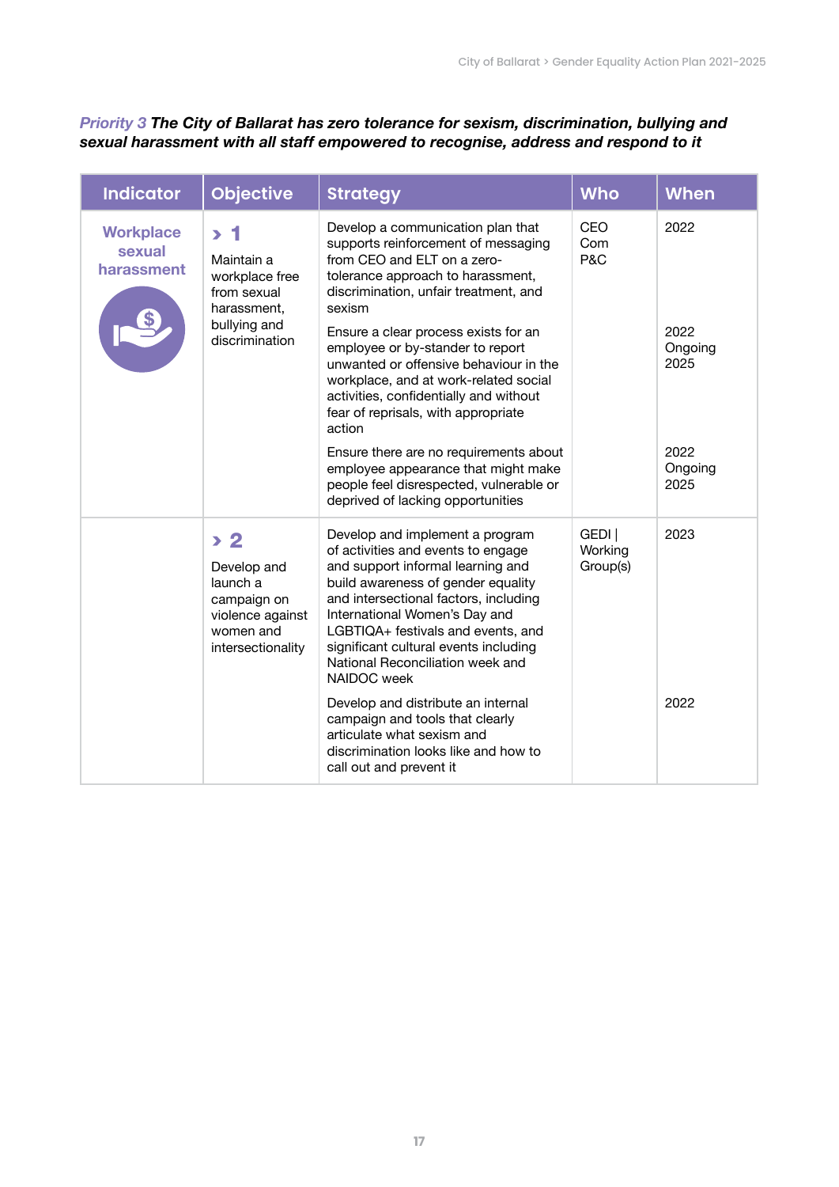***Priority 3*** ***The City of Ballarat has zero tolerance for sexism, discrimination, bullying and sexual harassment with all staff empowered to recognise, address and respond to it***

| Indicator | Objective | Strategy | Who | When |
|---|---|---|---|---|
| **Workplace sexual harassment** | › 1 Maintain a workplace free from sexual harassment, bullying and discrimination | Develop a communication plan that supports reinforcement of messaging from CEO and ELT on a zero-tolerance approach to harassment, discrimination, unfair treatment, and sexism | CEO Com P&C | 2022 |
| | | Ensure a clear process exists for an employee or by-stander to report unwanted or offensive behaviour in the workplace, and at work-related social activities, confidentially and without fear of reprisals, with appropriate action | | 2022 Ongoing 2025 |
| | | Ensure there are no requirements about employee appearance that might make people feel disrespected, vulnerable or deprived of lacking opportunities | | 2022 Ongoing 2025 |
| | › 2 Develop and launch a campaign on violence against women and intersectionality | Develop and implement a program of activities and events to engage and support informal learning and build awareness of gender equality and intersectional factors, including International Women's Day and LGBTIQA+ festivals and events, and significant cultural events including National Reconciliation week and NAIDOC week | GEDI \| Working Group(s) | 2023 |
| | | Develop and distribute an internal campaign and tools that clearly articulate what sexism and discrimination looks like and how to call out and prevent it | | 2022 |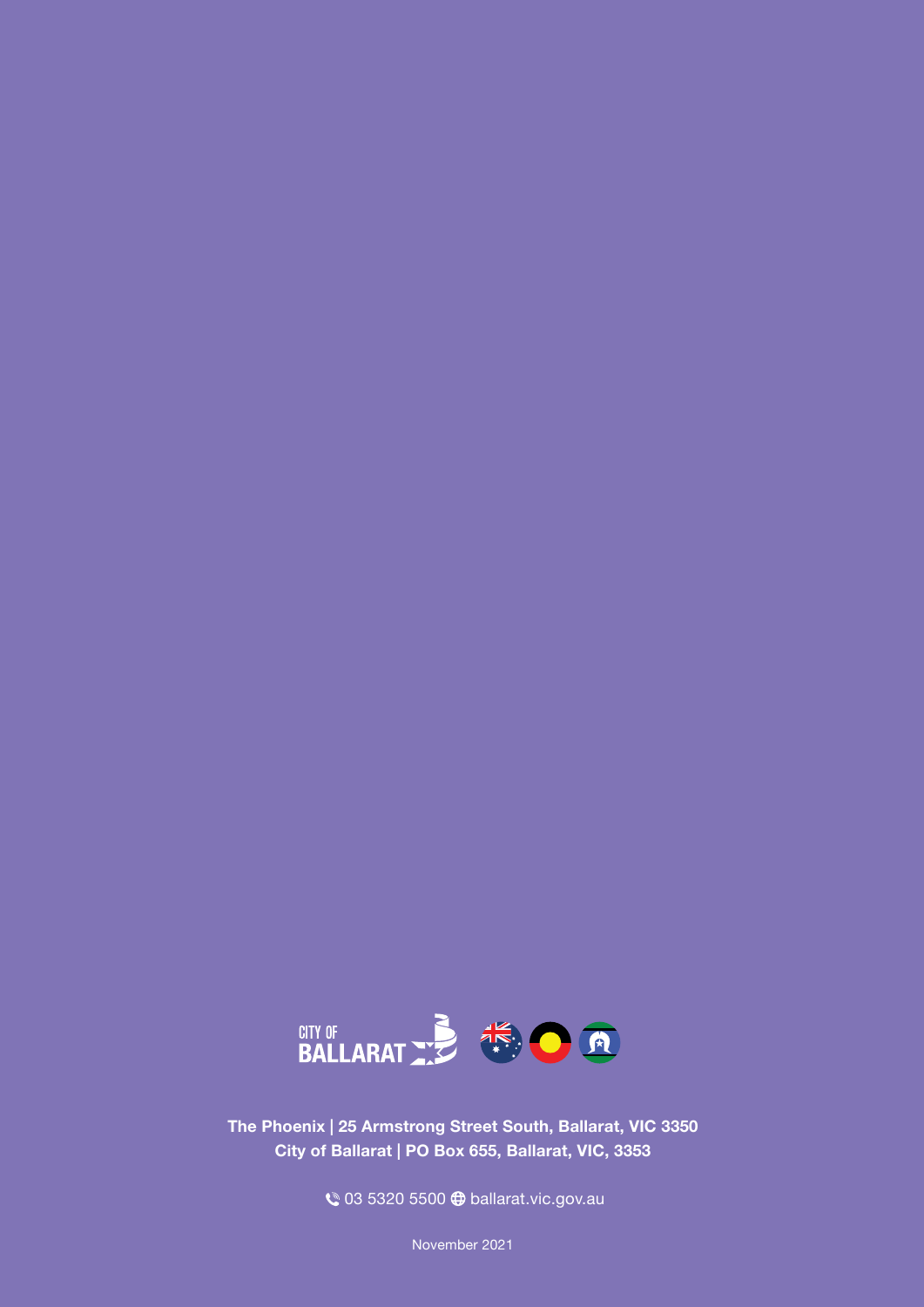CITY OF BALLARAT

**The Phoenix | 25 Armstrong Street South, Ballarat, VIC 3350**
**City of Ballarat | PO Box 655, Ballarat, VIC, 3353**

03 5320 5500 ballarat.vic.gov.au

November 2021